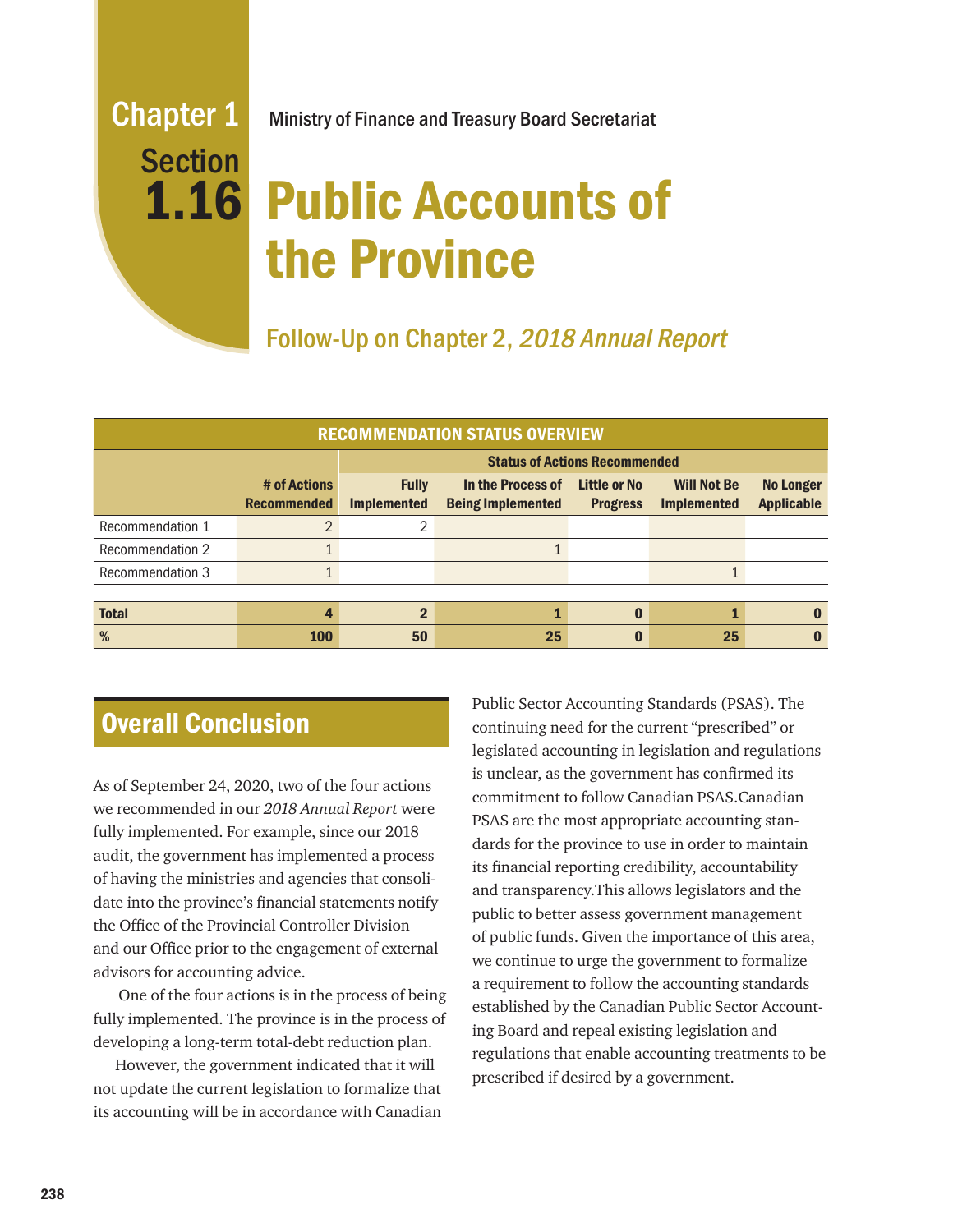Chapter 1
Section **1.16**

Ministry of Finance and Treasury Board Secretariat

# Public Accounts of the Province

## Follow-Up on Chapter 2, *2018 Annual Report*

| RECOMMENDATION STATUS OVERVIEW | | | | | | |
|---|---|---|---|---|---|---|
| | | Status of Actions Recommended | | | | |
| | # of Actions Recommended | Fully Implemented | In the Process of Being Implemented | Little or No Progress | Will Not Be Implemented | No Longer Applicable |
| Recommendation 1 | 2 | 2 | | | | |
| Recommendation 2 | 1 | | 1 | | | |
| Recommendation 3 | 1 | | | | 1 | |
| **Total** | **4** | **2** | **1** | **0** | **1** | **0** |
| **%** | **100** | **50** | **25** | **0** | **25** | **0** |

## Overall Conclusion

As of September 24, 2020, two of the four actions we recommended in our *2018 Annual Report* were fully implemented. For example, since our 2018 audit, the government has implemented a process of having the ministries and agencies that consolidate into the province's financial statements notify the Office of the Provincial Controller Division and our Office prior to the engagement of external advisors for accounting advice.

One of the four actions is in the process of being fully implemented. The province is in the process of developing a long-term total-debt reduction plan.

However, the government indicated that it will not update the current legislation to formalize that its accounting will be in accordance with Canadian Public Sector Accounting Standards (PSAS). The continuing need for the current "prescribed" or legislated accounting in legislation and regulations is unclear, as the government has confirmed its commitment to follow Canadian PSAS.Canadian PSAS are the most appropriate accounting standards for the province to use in order to maintain its financial reporting credibility, accountability and transparency.This allows legislators and the public to better assess government management of public funds. Given the importance of this area, we continue to urge the government to formalize a requirement to follow the accounting standards established by the Canadian Public Sector Accounting Board and repeal existing legislation and regulations that enable accounting treatments to be prescribed if desired by a government.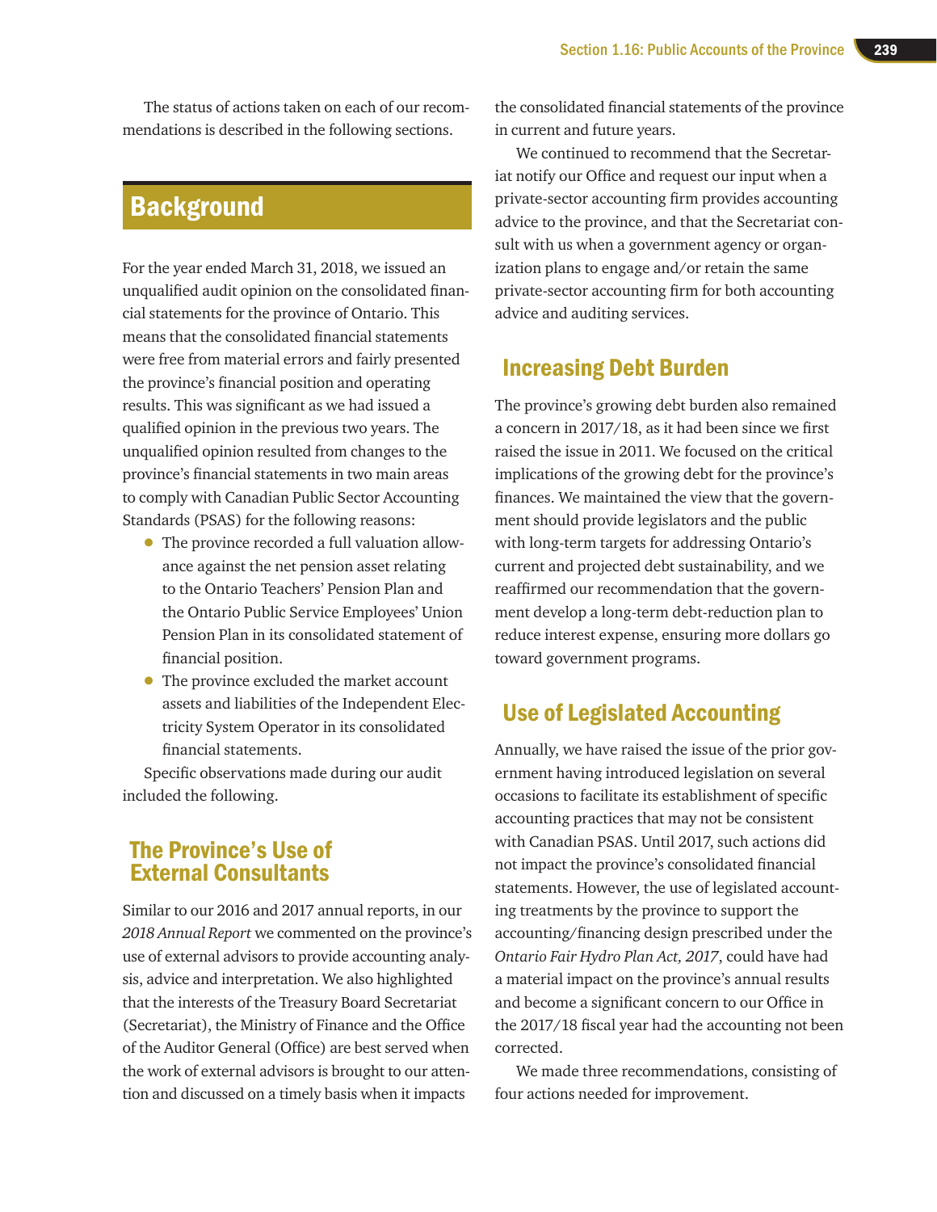The status of actions taken on each of our recommendations is described in the following sections.

## Background

For the year ended March 31, 2018, we issued an unqualified audit opinion on the consolidated financial statements for the province of Ontario. This means that the consolidated financial statements were free from material errors and fairly presented the province's financial position and operating results. This was significant as we had issued a qualified opinion in the previous two years. The unqualified opinion resulted from changes to the province's financial statements in two main areas to comply with Canadian Public Sector Accounting Standards (PSAS) for the following reasons:

- The province recorded a full valuation allowance against the net pension asset relating to the Ontario Teachers' Pension Plan and the Ontario Public Service Employees' Union Pension Plan in its consolidated statement of financial position.
- The province excluded the market account assets and liabilities of the Independent Electricity System Operator in its consolidated financial statements.

Specific observations made during our audit included the following.

### The Province's Use of External Consultants

Similar to our 2016 and 2017 annual reports, in our *2018 Annual Report* we commented on the province's use of external advisors to provide accounting analysis, advice and interpretation. We also highlighted that the interests of the Treasury Board Secretariat (Secretariat), the Ministry of Finance and the Office of the Auditor General (Office) are best served when the work of external advisors is brought to our attention and discussed on a timely basis when it impacts the consolidated financial statements of the province in current and future years.

We continued to recommend that the Secretariat notify our Office and request our input when a private-sector accounting firm provides accounting advice to the province, and that the Secretariat consult with us when a government agency or organization plans to engage and/or retain the same private-sector accounting firm for both accounting advice and auditing services.

### Increasing Debt Burden

The province's growing debt burden also remained a concern in 2017/18, as it had been since we first raised the issue in 2011. We focused on the critical implications of the growing debt for the province's finances. We maintained the view that the government should provide legislators and the public with long-term targets for addressing Ontario's current and projected debt sustainability, and we reaffirmed our recommendation that the government develop a long-term debt-reduction plan to reduce interest expense, ensuring more dollars go toward government programs.

### Use of Legislated Accounting

Annually, we have raised the issue of the prior government having introduced legislation on several occasions to facilitate its establishment of specific accounting practices that may not be consistent with Canadian PSAS. Until 2017, such actions did not impact the province's consolidated financial statements. However, the use of legislated accounting treatments by the province to support the accounting/financing design prescribed under the *Ontario Fair Hydro Plan Act, 2017*, could have had a material impact on the province's annual results and become a significant concern to our Office in the 2017/18 fiscal year had the accounting not been corrected.

We made three recommendations, consisting of four actions needed for improvement.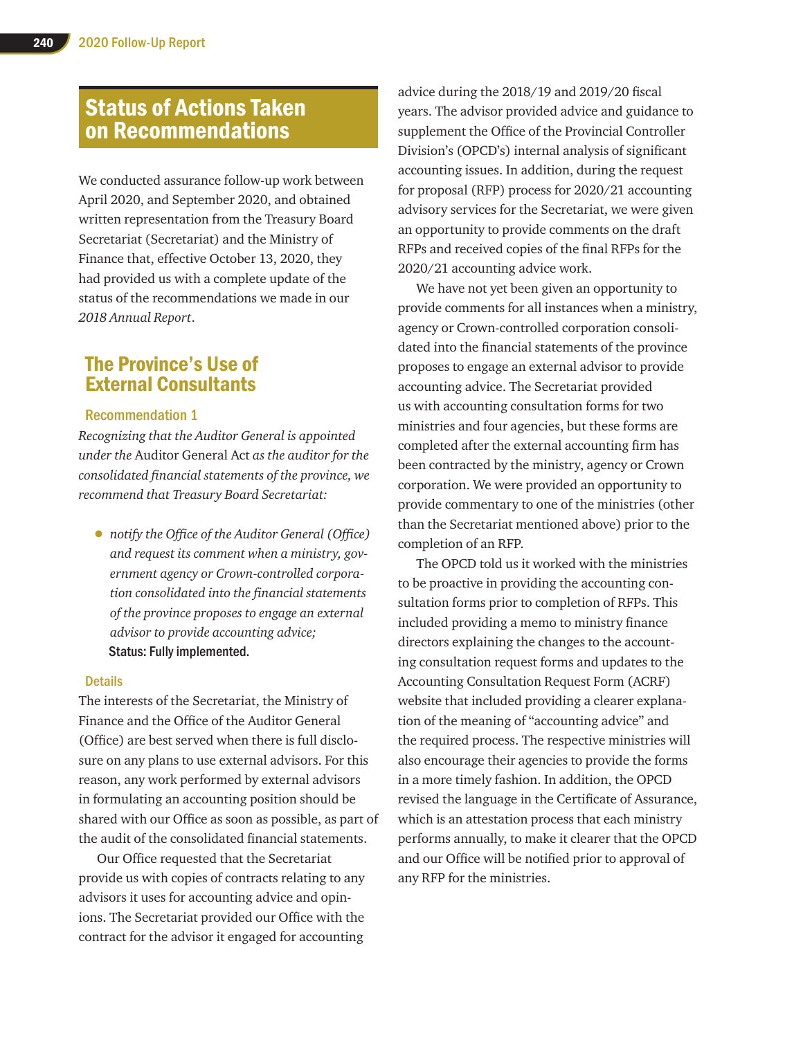## Status of Actions Taken on Recommendations

We conducted assurance follow-up work between April 2020, and September 2020, and obtained written representation from the Treasury Board Secretariat (Secretariat) and the Ministry of Finance that, effective October 13, 2020, they had provided us with a complete update of the status of the recommendations we made in our *2018 Annual Report*.

## The Province's Use of External Consultants

### Recommendation 1

*Recognizing that the Auditor General is appointed under the* Auditor General Act *as the auditor for the consolidated financial statements of the province, we recommend that Treasury Board Secretariat:*

- *notify the Office of the Auditor General (Office) and request its comment when a ministry, government agency or Crown-controlled corporation consolidated into the financial statements of the province proposes to engage an external advisor to provide accounting advice;*
  **Status: Fully implemented.**

### Details

The interests of the Secretariat, the Ministry of Finance and the Office of the Auditor General (Office) are best served when there is full disclosure on any plans to use external advisors. For this reason, any work performed by external advisors in formulating an accounting position should be shared with our Office as soon as possible, as part of the audit of the consolidated financial statements.

Our Office requested that the Secretariat provide us with copies of contracts relating to any advisors it uses for accounting advice and opinions. The Secretariat provided our Office with the contract for the advisor it engaged for accounting advice during the 2018/19 and 2019/20 fiscal years. The advisor provided advice and guidance to supplement the Office of the Provincial Controller Division's (OPCD's) internal analysis of significant accounting issues. In addition, during the request for proposal (RFP) process for 2020/21 accounting advisory services for the Secretariat, we were given an opportunity to provide comments on the draft RFPs and received copies of the final RFPs for the 2020/21 accounting advice work.

We have not yet been given an opportunity to provide comments for all instances when a ministry, agency or Crown-controlled corporation consolidated into the financial statements of the province proposes to engage an external advisor to provide accounting advice. The Secretariat provided us with accounting consultation forms for two ministries and four agencies, but these forms are completed after the external accounting firm has been contracted by the ministry, agency or Crown corporation. We were provided an opportunity to provide commentary to one of the ministries (other than the Secretariat mentioned above) prior to the completion of an RFP.

The OPCD told us it worked with the ministries to be proactive in providing the accounting consultation forms prior to completion of RFPs. This included providing a memo to ministry finance directors explaining the changes to the accounting consultation request forms and updates to the Accounting Consultation Request Form (ACRF) website that included providing a clearer explanation of the meaning of "accounting advice" and the required process. The respective ministries will also encourage their agencies to provide the forms in a more timely fashion. In addition, the OPCD revised the language in the Certificate of Assurance, which is an attestation process that each ministry performs annually, to make it clearer that the OPCD and our Office will be notified prior to approval of any RFP for the ministries.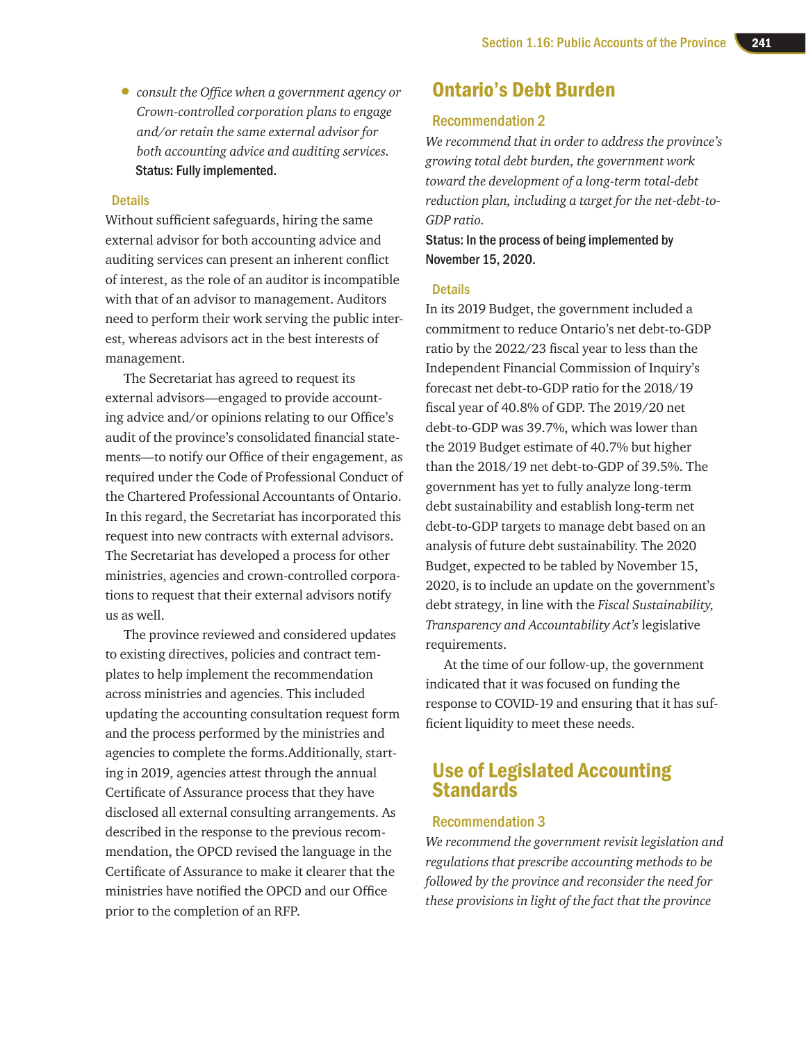- *consult the Office when a government agency or Crown-controlled corporation plans to engage and/or retain the same external advisor for both accounting advice and auditing services.*

**Status: Fully implemented.**

### Details

Without sufficient safeguards, hiring the same external advisor for both accounting advice and auditing services can present an inherent conflict of interest, as the role of an auditor is incompatible with that of an advisor to management. Auditors need to perform their work serving the public interest, whereas advisors act in the best interests of management.

The Secretariat has agreed to request its external advisors—engaged to provide accounting advice and/or opinions relating to our Office's audit of the province's consolidated financial statements—to notify our Office of their engagement, as required under the Code of Professional Conduct of the Chartered Professional Accountants of Ontario. In this regard, the Secretariat has incorporated this request into new contracts with external advisors. The Secretariat has developed a process for other ministries, agencies and crown-controlled corporations to request that their external advisors notify us as well.

The province reviewed and considered updates to existing directives, policies and contract templates to help implement the recommendation across ministries and agencies. This included updating the accounting consultation request form and the process performed by the ministries and agencies to complete the forms.Additionally, starting in 2019, agencies attest through the annual Certificate of Assurance process that they have disclosed all external consulting arrangements. As described in the response to the previous recommendation, the OPCD revised the language in the Certificate of Assurance to make it clearer that the ministries have notified the OPCD and our Office prior to the completion of an RFP.

## Ontario's Debt Burden

### Recommendation 2

*We recommend that in order to address the province's growing total debt burden, the government work toward the development of a long-term total-debt reduction plan, including a target for the net-debt-to-GDP ratio.*

**Status: In the process of being implemented by November 15, 2020.**

### Details

In its 2019 Budget, the government included a commitment to reduce Ontario's net debt-to-GDP ratio by the 2022/23 fiscal year to less than the Independent Financial Commission of Inquiry's forecast net debt-to-GDP ratio for the 2018/19 fiscal year of 40.8% of GDP. The 2019/20 net debt-to-GDP was 39.7%, which was lower than the 2019 Budget estimate of 40.7% but higher than the 2018/19 net debt-to-GDP of 39.5%. The government has yet to fully analyze long-term debt sustainability and establish long-term net debt-to-GDP targets to manage debt based on an analysis of future debt sustainability. The 2020 Budget, expected to be tabled by November 15, 2020, is to include an update on the government's debt strategy, in line with the *Fiscal Sustainability, Transparency and Accountability Act's* legislative requirements.

At the time of our follow-up, the government indicated that it was focused on funding the response to COVID-19 and ensuring that it has sufficient liquidity to meet these needs.

## Use of Legislated Accounting Standards

### Recommendation 3

*We recommend the government revisit legislation and regulations that prescribe accounting methods to be followed by the province and reconsider the need for these provisions in light of the fact that the province*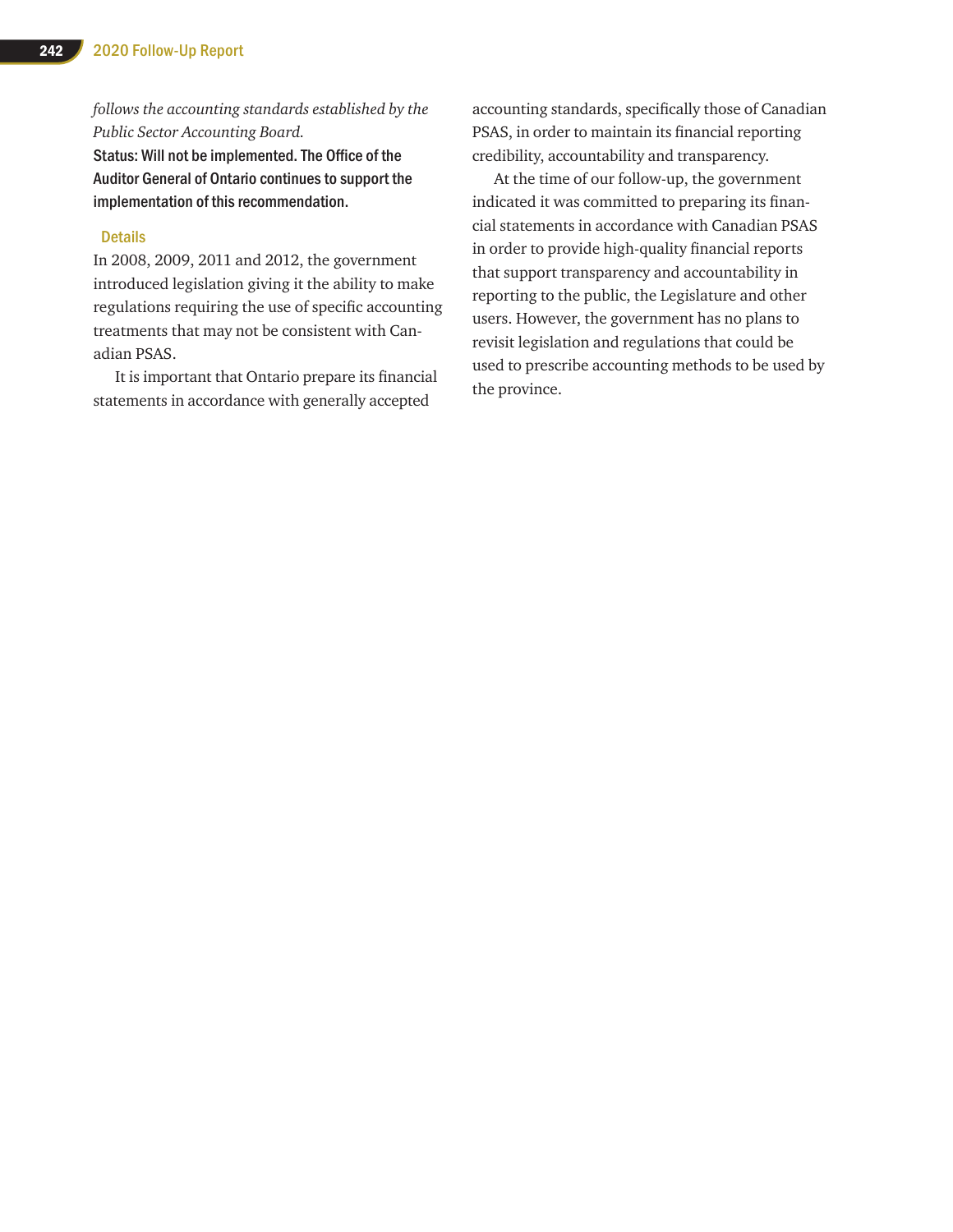*follows the accounting standards established by the Public Sector Accounting Board.*

**Status: Will not be implemented. The Office of the Auditor General of Ontario continues to support the implementation of this recommendation.**

### Details

In 2008, 2009, 2011 and 2012, the government introduced legislation giving it the ability to make regulations requiring the use of specific accounting treatments that may not be consistent with Canadian PSAS.

It is important that Ontario prepare its financial statements in accordance with generally accepted accounting standards, specifically those of Canadian PSAS, in order to maintain its financial reporting credibility, accountability and transparency.

At the time of our follow-up, the government indicated it was committed to preparing its financial statements in accordance with Canadian PSAS in order to provide high-quality financial reports that support transparency and accountability in reporting to the public, the Legislature and other users. However, the government has no plans to revisit legislation and regulations that could be used to prescribe accounting methods to be used by the province.